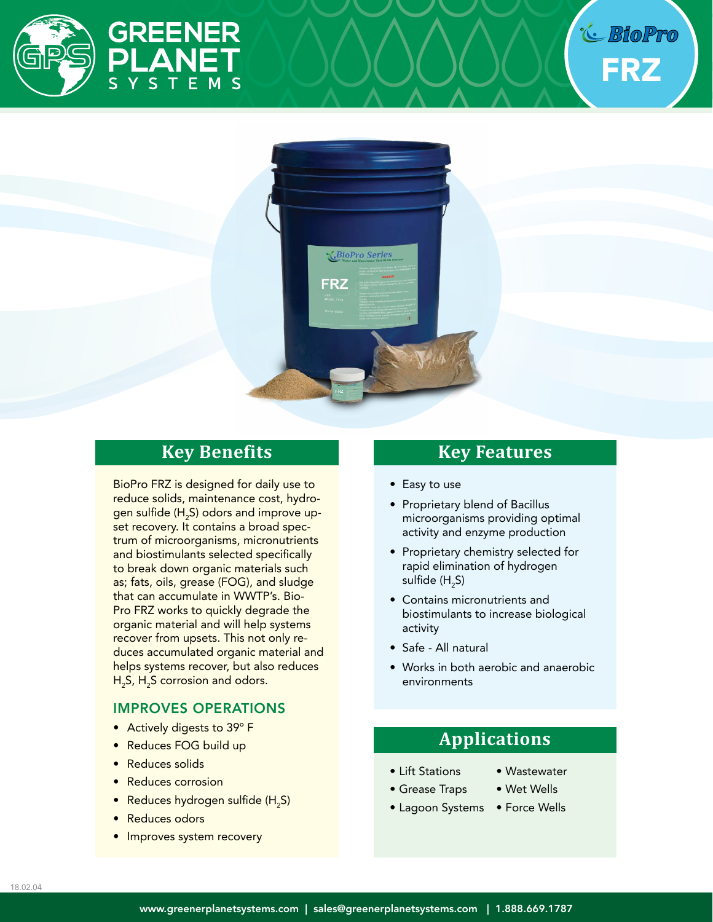# GREENER PLANET SYSTEMS

## BioPro FRZ

## Key Benefits

BioPro FRZ is designed for daily use to reduce solids, maintenance cost, hydrogen sulfide ($H_2S$) odors and improve upset recovery. It contains a broad spectrum of microorganisms, micronutrients and biostimulants selected specifically to break down organic materials such as; fats, oils, grease (FOG), and sludge that can accumulate in WWTP's. BioPro FRZ works to quickly degrade the organic material and will help systems recover from upsets. This not only reduces accumulated organic material and helps systems recover, but also reduces $H_2S$, $H_2S$ corrosion and odors.

### IMPROVES OPERATIONS

- Actively digests to 39° F
- Reduces FOG build up
- Reduces solids
- Reduces corrosion
- Reduces hydrogen sulfide ($H_2S$)
- Reduces odors
- Improves system recovery

## Key Features

- Easy to use
- Proprietary blend of Bacillus microorganisms providing optimal activity and enzyme production
- Proprietary chemistry selected for rapid elimination of hydrogen sulfide ($H_2S$)
- Contains micronutrients and biostimulants to increase biological activity
- Safe - All natural
- Works in both aerobic and anaerobic environments

## Applications

- Lift Stations
- Grease Traps
- Lagoon Systems
- Wastewater
- Wet Wells
- Force Wells

18.02.04

www.greenerplanetsystems.com | sales@greenerplanetsystems.com | 1.888.669.1787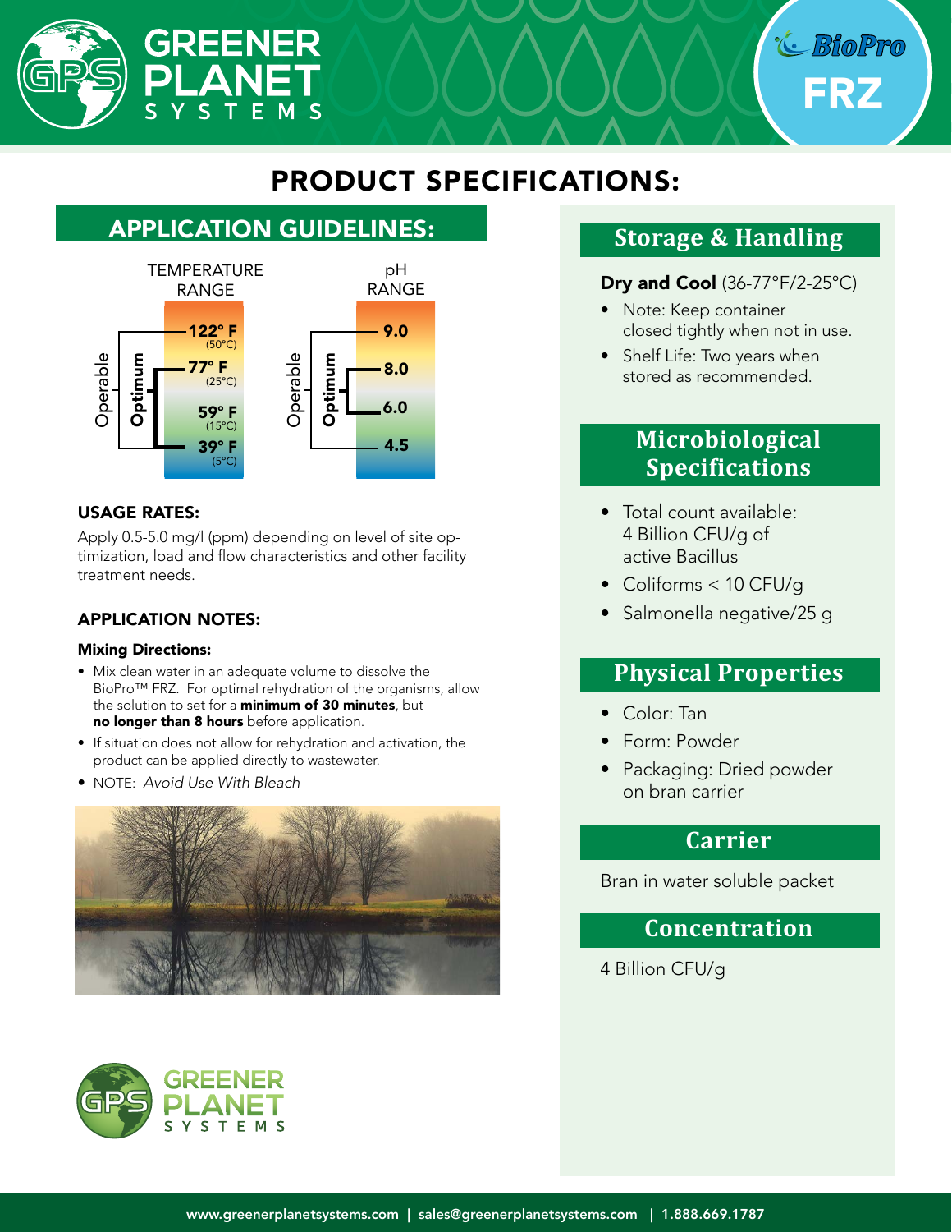# PRODUCT SPECIFICATIONS:

## APPLICATION GUIDELINES:

TEMPERATURE RANGE

Operable
Optimum
122° F (50°C)
77° F (25°C)
59° F (15°C)
39° F (5°C)

pH RANGE

Operable
Optimum
9.0
8.0
6.0
4.5

### USAGE RATES:

Apply 0.5-5.0 mg/l (ppm) depending on level of site optimization, load and flow characteristics and other facility treatment needs.

### APPLICATION NOTES:

**Mixing Directions:**

- Mix clean water in an adequate volume to dissolve the BioPro™ FRZ. For optimal rehydration of the organisms, allow the solution to set for a **minimum of 30 minutes**, but **no longer than 8 hours** before application.
- If situation does not allow for rehydration and activation, the product can be applied directly to wastewater.
- NOTE: *Avoid Use With Bleach*

## Storage & Handling

**Dry and Cool** (36-77°F/2-25°C)

- Note: Keep container closed tightly when not in use.
- Shelf Life: Two years when stored as recommended.

## Microbiological Specifications

- Total count available: 4 Billion CFU/g of active Bacillus
- Coliforms < 10 CFU/g
- Salmonella negative/25 g

## Physical Properties

- Color: Tan
- Form: Powder
- Packaging: Dried powder on bran carrier

## Carrier

Bran in water soluble packet

## Concentration

4 Billion CFU/g

www.greenerplanetsystems.com | sales@greenerplanetsystems.com | 1.888.669.1787